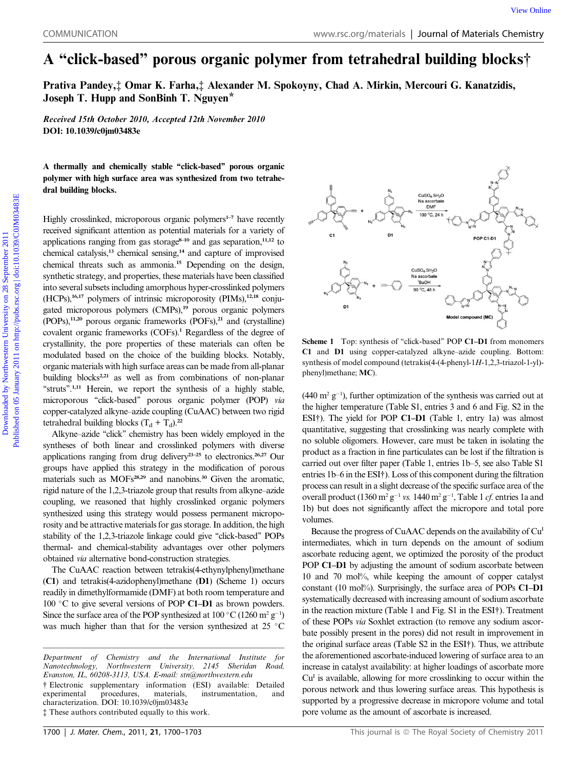# A "click-based" porous organic polymer from tetrahedral building blocks†

**Prativa Pandey,‡ Omar K. Farha,‡ Alexander M. Spokoyny, Chad A. Mirkin, Mercouri G. Kanatzidis, Joseph T. Hupp and SonBinh T. Nguyen***

***Received 15th October 2010, Accepted 12th November 2010***
**DOI: 10.1039/c0jm03483e**

**A thermally and chemically stable "click-based" porous organic polymer with high surface area was synthesized from two tetrahedral building blocks.**

Highly crosslinked, microporous organic polymers[1–7] have recently received significant attention as potential materials for a variety of applications ranging from gas storage[8–10] and gas separation,[11,12] to chemical catalysis,[13] chemical sensing,[14] and capture of improvised chemical threats such as ammonia.[15] Depending on the design, synthetic strategy, and properties, these materials have been classified into several subsets including amorphous hyper-crosslinked polymers (HCPs),[16,17] polymers of intrinsic microporosity (PIMs),[12,18] conjugated microporous polymers (CMPs),[19] porous organic polymers (POPs),[11,20] porous organic frameworks (POFs),[21] and (crystalline) covalent organic frameworks (COFs).[1] Regardless of the degree of crystallinity, the pore properties of these materials can often be modulated based on the choice of the building blocks. Notably, organic materials with high surface areas can be made from all-planar building blocks[2,21] as well as from combinations of non-planar "struts".[1,11] Herein, we report the synthesis of a highly stable, microporous "click-based" porous organic polymer (POP) *via* copper-catalyzed alkyne–azide coupling (CuAAC) between two rigid tetrahedral building blocks ($T_d$ + $T_d$).[22]

Alkyne–azide "click" chemistry has been widely employed in the syntheses of both linear and crosslinked polymers with diverse applications ranging from drug delivery[23–25] to electronics.[26,27] Our groups have applied this strategy in the modification of porous materials such as MOFs[28,29] and nanobins.[30] Given the aromatic, rigid nature of the 1,2,3-triazole group that results from alkyne–azide coupling, we reasoned that highly crosslinked organic polymers synthesized using this strategy would possess permanent microporosity and be attractive materials for gas storage. In addition, the high stability of the 1,2,3-triazole linkage could give "click-based" POPs thermal- and chemical-stability advantages over other polymers obtained *via* alternative bond-construction strategies.

The CuAAC reaction between tetrakis(4-ethynylphenyl)methane (**C1**) and tetrakis(4-azidophenyl)methane (**D1**) (Scheme 1) occurs readily in dimethylformamide (DMF) at both room temperature and 100 °C to give several versions of POP **C1–D1** as brown powders. Since the surface area of the POP synthesized at 100 °C (1260 m² g⁻¹) was much higher than that for the version synthesized at 25 °C

**Scheme 1** Top: synthesis of "click-based" POP **C1–D1** from monomers **C1** and **D1** using copper-catalyzed alkyne–azide coupling. Bottom: synthesis of model compound (tetrakis(4-(4-phenyl-1*H*-1,2,3-triazol-1-yl)-phenyl)methane; **MC**).

(440 m² g⁻¹), further optimization of the synthesis was carried out at the higher temperature (Table S1, entries 3 and 6 and Fig. S2 in the ESI†). The yield for POP **C1–D1** (Table 1, entry 1a) was almost quantitative, suggesting that crosslinking was nearly complete with no soluble oligomers. However, care must be taken in isolating the product as a fraction in fine particulates can be lost if the filtration is carried out over filter paper (Table 1, entries 1b–5, see also Table S1 entries 1b–6 in the ESI†). Loss of this component during the filtration process can result in a slight decrease of the specific surface area of the overall product (1360 m² g⁻¹ *vs.* 1440 m² g⁻¹, Table 1 *cf.* entries 1a and 1b) but does not significantly affect the micropore and total pore volumes.

Because the progress of CuAAC depends on the availability of $Cu^I$ intermediates, which in turn depends on the amount of sodium ascorbate reducing agent, we optimized the porosity of the product POP **C1–D1** by adjusting the amount of sodium ascorbate between 10 and 70 mol%, while keeping the amount of copper catalyst constant (10 mol%). Surprisingly, the surface area of POPs **C1–D1** systematically decreased with increasing amount of sodium ascorbate in the reaction mixture (Table 1 and Fig. S1 in the ESI†). Treatment of these POPs *via* Soxhlet extraction (to remove any sodium ascorbate possibly present in the pores) did not result in improvement in the original surface areas (Table S2 in the ESI†). Thus, we attribute the aforementioned ascorbate-induced lowering of surface area to an increase in catalyst availability: at higher loadings of ascorbate more $Cu^I$ is available, allowing for more crosslinking to occur within the porous network and thus lowering surface areas. This hypothesis is supported by a progressive decrease in micropore volume and total pore volume as the amount of ascorbate is increased.

*Department of Chemistry and the International Institute for Nanotechnology, Northwestern University, 2145 Sheridan Road, Evanston, IL, 60208-3113, USA. E-mail: stn@northwestern.edu*

† Electronic supplementary information (ESI) available: Detailed experimental procedures, materials, instrumentation, and characterization. DOI: 10.1039/c0jm03483e

‡ These authors contributed equally to this work.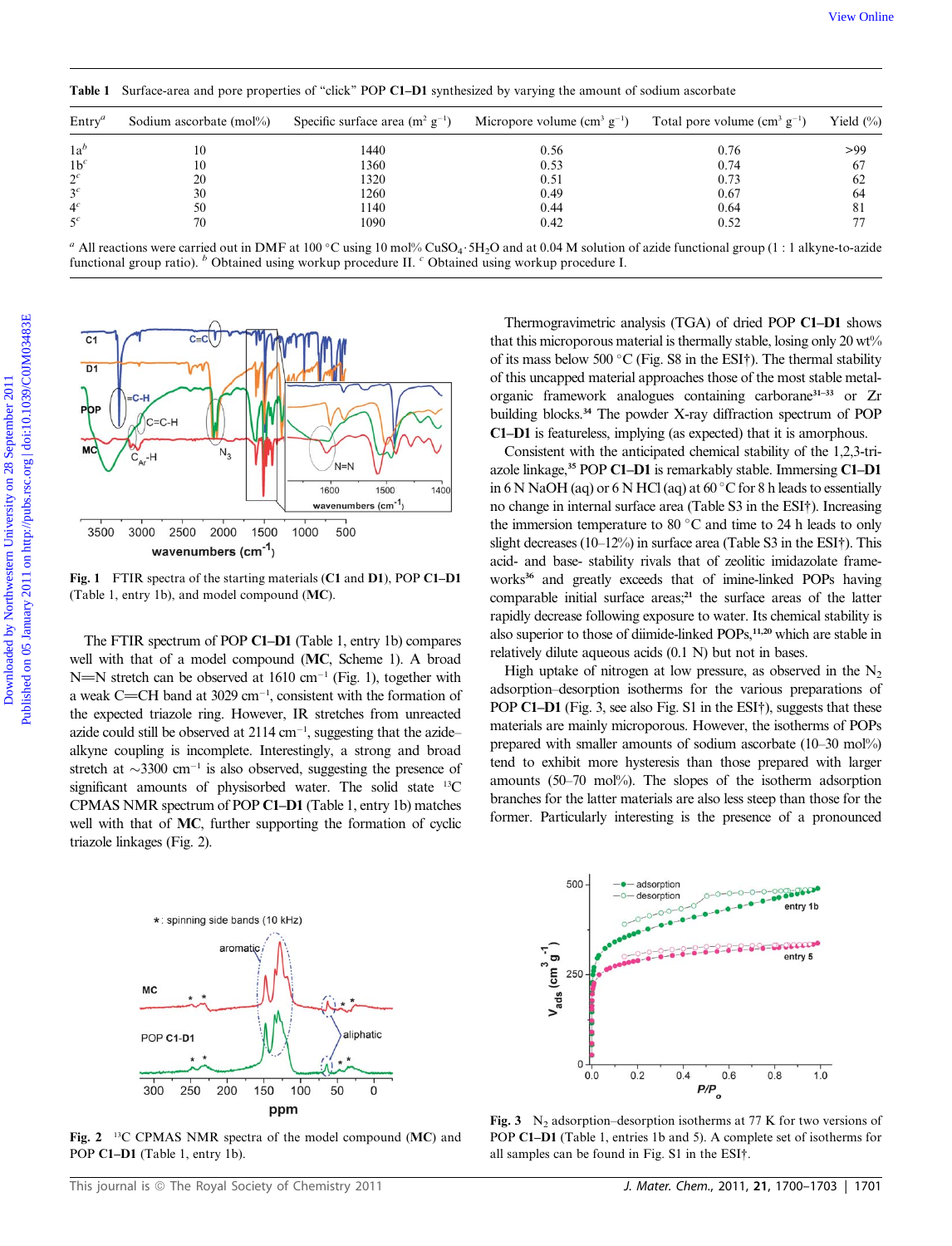**Table 1** Surface-area and pore properties of "click" POP **C1–D1** synthesized by varying the amount of sodium ascorbate

| Entry[a] | Sodium ascorbate (mol%) | Specific surface area ($m^2$ $g^{-1}$) | Micropore volume ($cm^3$ $g^{-1}$) | Total pore volume ($cm^3$ $g^{-1}$) | Yield (%) |
|---|---|---|---|---|---|
| 1a[b] | 10 | 1440 | 0.56 | 0.76 | >99 |
| 1b[c] | 10 | 1360 | 0.53 | 0.74 | 67 |
| 2[c] | 20 | 1320 | 0.51 | 0.73 | 62 |
| 3[c] | 30 | 1260 | 0.49 | 0.67 | 64 |
| 4[c] | 50 | 1140 | 0.44 | 0.64 | 81 |
| 5[c] | 70 | 1090 | 0.42 | 0.52 | 77 |

[a] All reactions were carried out in DMF at 100 °C using 10 mol% $CuSO_4 \cdot 5H_2O$ and at 0.04 M solution of azide functional group (1 : 1 alkyne-to-azide functional group ratio). [b] Obtained using workup procedure II. [c] Obtained using workup procedure I.

**Fig. 1** FTIR spectra of the starting materials (**C1** and **D1**), POP **C1–D1** (Table 1, entry 1b), and model compound (**MC**).

The FTIR spectrum of POP **C1–D1** (Table 1, entry 1b) compares well with that of a model compound (**MC**, Scheme 1). A broad N=N stretch can be observed at 1610 $cm^{-1}$ (Fig. 1), together with a weak C=CH band at 3029 $cm^{-1}$, consistent with the formation of the expected triazole ring. However, IR stretches from unreacted azide could still be observed at 2114 $cm^{-1}$, suggesting that the azide–alkyne coupling is incomplete. Interestingly, a strong and broad stretch at ~3300 $cm^{-1}$ is also observed, suggesting the presence of significant amounts of physisorbed water. The solid state $^{13}C$ CPMAS NMR spectrum of POP **C1–D1** (Table 1, entry 1b) matches well with that of **MC**, further supporting the formation of cyclic triazole linkages (Fig. 2).

Thermogravimetric analysis (TGA) of dried POP **C1–D1** shows that this microporous material is thermally stable, losing only 20 wt% of its mass below 500 °C (Fig. S8 in the ESI†). The thermal stability of this uncapped material approaches those of the most stable metal-organic framework analogues containing carborane[31–33] or Zr building blocks.[34] The powder X-ray diffraction spectrum of POP **C1–D1** is featureless, implying (as expected) that it is amorphous.

Consistent with the anticipated chemical stability of the 1,2,3-triazole linkage,[35] POP **C1–D1** is remarkably stable. Immersing **C1–D1** in 6 N NaOH (aq) or 6 N HCl (aq) at 60 °C for 8 h leads to essentially no change in internal surface area (Table S3 in the ESI†). Increasing the immersion temperature to 80 °C and time to 24 h leads to only slight decreases (10–12%) in surface area (Table S3 in the ESI†). This acid- and base- stability rivals that of zeolitic imidazolate frameworks[36] and greatly exceeds that of imine-linked POPs having comparable initial surface areas;[21] the surface areas of the latter rapidly decrease following exposure to water. Its chemical stability is also superior to those of diimide-linked POPs,[11,20] which are stable in relatively dilute aqueous acids (0.1 N) but not in bases.

High uptake of nitrogen at low pressure, as observed in the $N_2$ adsorption–desorption isotherms for the various preparations of POP **C1–D1** (Fig. 3, see also Fig. S1 in the ESI†), suggests that these materials are mainly microporous. However, the isotherms of POPs prepared with smaller amounts of sodium ascorbate (10–30 mol%) tend to exhibit more hysteresis than those prepared with larger amounts (50–70 mol%). The slopes of the isotherm adsorption branches for the latter materials are also less steep than those for the former. Particularly interesting is the presence of a pronounced

**Fig. 2** $^{13}C$ CPMAS NMR spectra of the model compound (**MC**) and POP **C1–D1** (Table 1, entry 1b).

**Fig. 3** $N_2$ adsorption–desorption isotherms at 77 K for two versions of POP **C1–D1** (Table 1, entries 1b and 5). A complete set of isotherms for all samples can be found in Fig. S1 in the ESI†.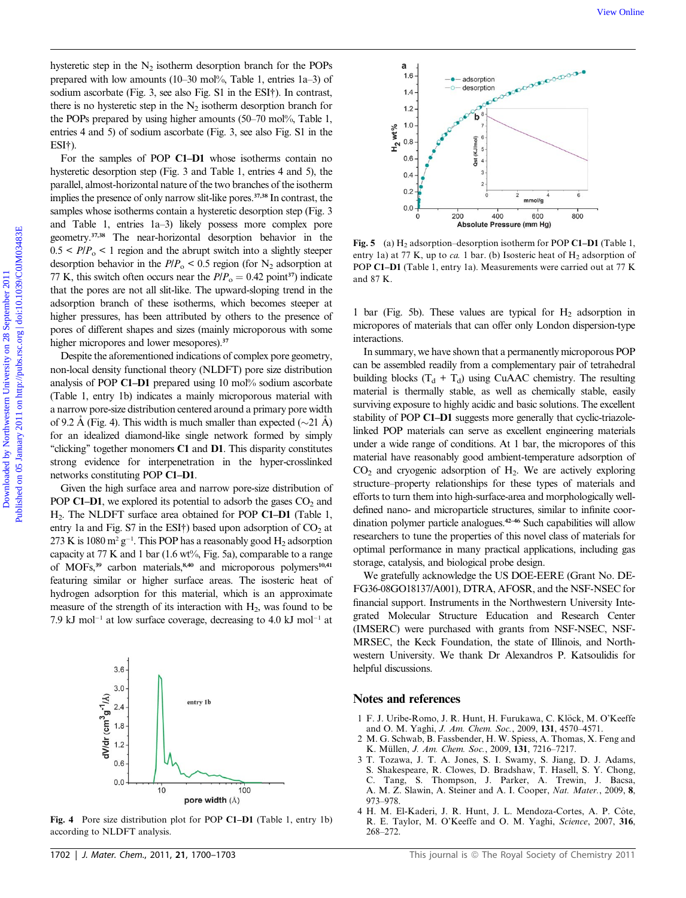hysteretic step in the $N_2$ isotherm desorption branch for the POPs prepared with low amounts (10–30 mol%, Table 1, entries 1a–3) of sodium ascorbate (Fig. 3, see also Fig. S1 in the ESI†). In contrast, there is no hysteretic step in the $N_2$ isotherm desorption branch for the POPs prepared by using higher amounts (50–70 mol%, Table 1, entries 4 and 5) of sodium ascorbate (Fig. 3, see also Fig. S1 in the ESI†).

For the samples of POP **C1–D1** whose isotherms contain no hysteretic desorption step (Fig. 3 and Table 1, entries 4 and 5), the parallel, almost-horizontal nature of the two branches of the isotherm implies the presence of only narrow slit-like pores.[37,38] In contrast, the samples whose isotherms contain a hysteretic desorption step (Fig. 3 and Table 1, entries 1a–3) likely possess more complex pore geometry.[37,38] The near-horizontal desorption behavior in the $0.5 < P/P_o < 1$ region and the abrupt switch into a slightly steeper desorption behavior in the $P/P_o < 0.5$ region (for $N_2$ adsorption at 77 K, this switch often occurs near the $P/P_o = 0.42$ point[37]) indicate that the pores are not all slit-like. The upward-sloping trend in the adsorption branch of these isotherms, which becomes steeper at higher pressures, has been attributed by others to the presence of pores of different shapes and sizes (mainly microporous with some higher micropores and lower mesopores).[37]

Despite the aforementioned indications of complex pore geometry, non-local density functional theory (NLDFT) pore size distribution analysis of POP **C1–D1** prepared using 10 mol% sodium ascorbate (Table 1, entry 1b) indicates a mainly microporous material with a narrow pore-size distribution centered around a primary pore width of 9.2 Å (Fig. 4). This width is much smaller than expected (~21 Å) for an idealized diamond-like single network formed by simply "clicking" together monomers **C1** and **D1**. This disparity constitutes strong evidence for interpenetration in the hyper-crosslinked networks constituting POP **C1–D1**.

Given the high surface area and narrow pore-size distribution of POP **C1–D1**, we explored its potential to adsorb the gases $CO_2$ and $H_2$. The NLDFT surface area obtained for POP **C1–D1** (Table 1, entry 1a and Fig. S7 in the ESI†) based upon adsorption of $CO_2$ at 273 K is 1080 $m^2\,g^{-1}$. This POP has a reasonably good $H_2$ adsorption capacity at 77 K and 1 bar (1.6 wt%, Fig. 5a), comparable to a range of MOFs,[39] carbon materials,[8,40] and microporous polymers[10,41] featuring similar or higher surface areas. The isosteric heat of hydrogen adsorption for this material, which is an approximate measure of the strength of its interaction with $H_2$, was found to be 7.9 kJ $mol^{-1}$ at low surface coverage, decreasing to 4.0 kJ $mol^{-1}$ at 1 bar (Fig. 5b). These values are typical for $H_2$ adsorption in micropores of materials that can offer only London dispersion-type interactions.

**Fig. 4** Pore size distribution plot for POP **C1–D1** (Table 1, entry 1b) according to NLDFT analysis.

**Fig. 5** (a) $H_2$ adsorption–desorption isotherm for POP **C1–D1** (Table 1, entry 1a) at 77 K, up to *ca.* 1 bar. (b) Isosteric heat of $H_2$ adsorption of POP **C1–D1** (Table 1, entry 1a). Measurements were carried out at 77 K and 87 K.

In summary, we have shown that a permanently microporous POP can be assembled readily from a complementary pair of tetrahedral building blocks ($T_d + T_d$) using CuAAC chemistry. The resulting material is thermally stable, as well as chemically stable, easily surviving exposure to highly acidic and basic solutions. The excellent stability of POP **C1–D1** suggests more generally that cyclic-triazole-linked POP materials can serve as excellent engineering materials under a wide range of conditions. At 1 bar, the micropores of this material have reasonably good ambient-temperature adsorption of $CO_2$ and cryogenic adsorption of $H_2$. We are actively exploring structure–property relationships for these types of materials and efforts to turn them into high-surface-area and morphologically well-defined nano- and microparticle structures, similar to infinite coordination polymer particle analogues.[42–46] Such capabilities will allow researchers to tune the properties of this novel class of materials for optimal performance in many practical applications, including gas storage, catalysis, and biological probe design.

We gratefully acknowledge the US DOE-EERE (Grant No. DE-FG36-08GO18137/A001), DTRA, AFOSR, and the NSF-NSEC for financial support. Instruments in the Northwestern University Integrated Molecular Structure Education and Research Center (IMSERC) were purchased with grants from NSF-NSEC, NSF-MRSEC, the Keck Foundation, the state of Illinois, and Northwestern University. We thank Dr Alexandros P. Katsoulidis for helpful discussions.

## Notes and references

1. F. J. Uribe-Romo, J. R. Hunt, H. Furukawa, C. Klöck, M. O'Keeffe and O. M. Yaghi, *J. Am. Chem. Soc.*, 2009, **131**, 4570–4571.
2. M. G. Schwab, B. Fassbender, H. W. Spiess, A. Thomas, X. Feng and K. Müllen, *J. Am. Chem. Soc.*, 2009, **131**, 7216–7217.
3. T. Tozawa, J. T. A. Jones, S. I. Swamy, S. Jiang, D. J. Adams, S. Shakespeare, R. Clowes, D. Bradshaw, T. Hasell, S. Y. Chong, C. Tang, S. Thompson, J. Parker, A. Trewin, J. Bacsa, A. M. Z. Slawin, A. Steiner and A. I. Cooper, *Nat. Mater.*, 2009, **8**, 973–978.
4. H. M. El-Kaderi, J. R. Hunt, J. L. Mendoza-Cortes, A. P. Côté, R. E. Taylor, M. O'Keeffe and O. M. Yaghi, *Science*, 2007, **316**, 268–272.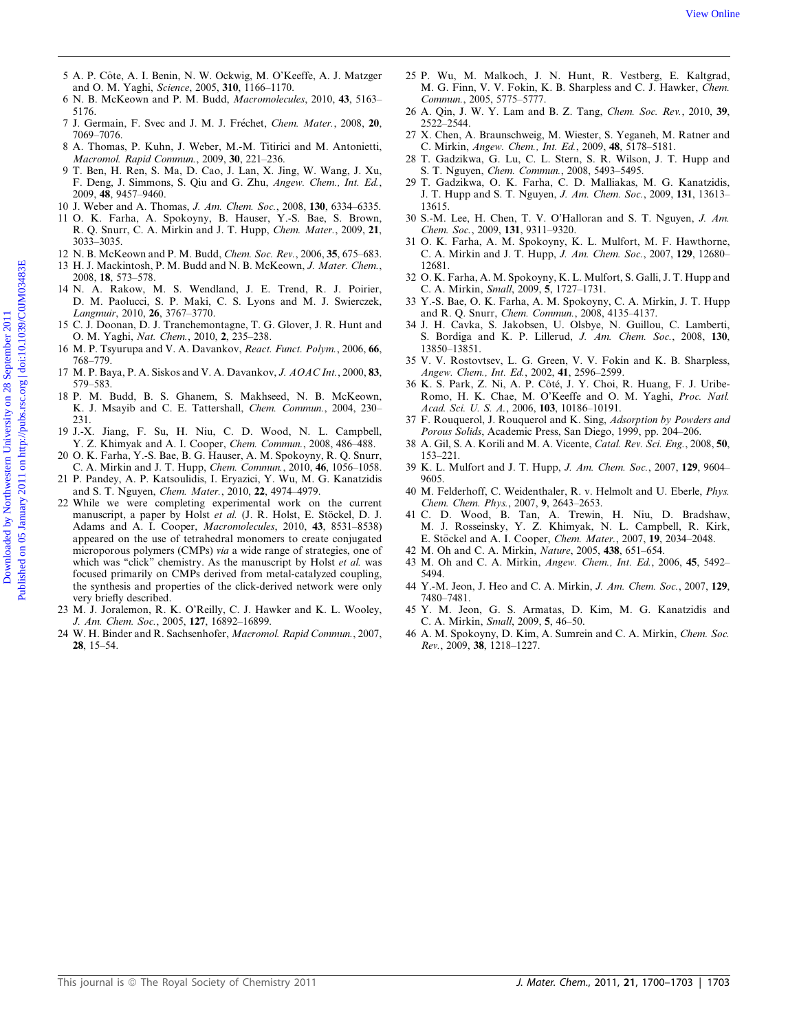5 A. P. Côte, A. I. Benin, N. W. Ockwig, M. O'Keeffe, A. J. Matzger and O. M. Yaghi, *Science*, 2005, **310**, 1166–1170.

6 N. B. McKeown and P. M. Budd, *Macromolecules*, 2010, **43**, 5163–5176.

7 J. Germain, F. Svec and J. M. J. Fréchet, *Chem. Mater.*, 2008, **20**, 7069–7076.

8 A. Thomas, P. Kuhn, J. Weber, M.-M. Titirici and M. Antonietti, *Macromol. Rapid Commun.*, 2009, **30**, 221–236.

9 T. Ben, H. Ren, S. Ma, D. Cao, J. Lan, X. Jing, W. Wang, J. Xu, F. Deng, J. Simmons, S. Qiu and G. Zhu, *Angew. Chem., Int. Ed.*, 2009, **48**, 9457–9460.

10 J. Weber and A. Thomas, *J. Am. Chem. Soc.*, 2008, **130**, 6334–6335.

11 O. K. Farha, A. Spokoyny, B. Hauser, Y.-S. Bae, S. Brown, R. Q. Snurr, C. A. Mirkin and J. T. Hupp, *Chem. Mater.*, 2009, **21**, 3033–3035.

12 N. B. McKeown and P. M. Budd, *Chem. Soc. Rev.*, 2006, **35**, 675–683.

13 H. J. Mackintosh, P. M. Budd and N. B. McKeown, *J. Mater. Chem.*, 2008, **18**, 573–578.

14 N. A. Rakow, M. S. Wendland, J. E. Trend, R. J. Poirier, D. M. Paolucci, S. P. Maki, C. S. Lyons and M. J. Swierczek, *Langmuir*, 2010, **26**, 3767–3770.

15 C. J. Doonan, D. J. Tranchemontagne, T. G. Glover, J. R. Hunt and O. M. Yaghi, *Nat. Chem.*, 2010, **2**, 235–238.

16 M. P. Tsyurupa and V. A. Davankov, *React. Funct. Polym.*, 2006, **66**, 768–779.

17 M. P. Baya, P. A. Siskos and V. A. Davankov, *J. AOAC Int.*, 2000, **83**, 579–583.

18 P. M. Budd, B. S. Ghanem, S. Makhseed, N. B. McKeown, K. J. Msayib and C. E. Tattershall, *Chem. Commun.*, 2004, 230–231.

19 J.-X. Jiang, F. Su, H. Niu, C. D. Wood, N. L. Campbell, Y. Z. Khimyak and A. I. Cooper, *Chem. Commun.*, 2008, 486–488.

20 O. K. Farha, Y.-S. Bae, B. G. Hauser, A. M. Spokoyny, R. Q. Snurr, C. A. Mirkin and J. T. Hupp, *Chem. Commun.*, 2010, **46**, 1056–1058.

21 P. Pandey, A. P. Katsoulidis, I. Eryazici, Y. Wu, M. G. Kanatzidis and S. T. Nguyen, *Chem. Mater.*, 2010, **22**, 4974–4979.

22 While we were completing experimental work on the current manuscript, a paper by Holst *et al.* (J. R. Holst, E. Stöckel, D. J. Adams and A. I. Cooper, *Macromolecules*, 2010, **43**, 8531–8538) appeared on the use of tetrahedral monomers to create conjugated microporous polymers (CMPs) *via* a wide range of strategies, one of which was "click" chemistry. As the manuscript by Holst *et al.* was focused primarily on CMPs derived from metal-catalyzed coupling, the synthesis and properties of the click-derived network were only very briefly described.

23 M. J. Joralemon, R. K. O'Reilly, C. J. Hawker and K. L. Wooley, *J. Am. Chem. Soc.*, 2005, **127**, 16892–16899.

24 W. H. Binder and R. Sachsenhofer, *Macromol. Rapid Commun.*, 2007, **28**, 15–54.

25 P. Wu, M. Malkoch, J. N. Hunt, R. Vestberg, E. Kaltgrad, M. G. Finn, V. V. Fokin, K. B. Sharpless and C. J. Hawker, *Chem. Commun.*, 2005, 5775–5777.

26 A. Qin, J. W. Y. Lam and B. Z. Tang, *Chem. Soc. Rev.*, 2010, **39**, 2522–2544.

27 X. Chen, A. Braunschweig, M. Wiester, S. Yeganeh, M. Ratner and C. Mirkin, *Angew. Chem., Int. Ed.*, 2009, **48**, 5178–5181.

28 T. Gadzikwa, G. Lu, C. L. Stern, S. R. Wilson, J. T. Hupp and S. T. Nguyen, *Chem. Commun.*, 2008, 5493–5495.

29 T. Gadzikwa, O. K. Farha, C. D. Malliakas, M. G. Kanatzidis, J. T. Hupp and S. T. Nguyen, *J. Am. Chem. Soc.*, 2009, **131**, 13613–13615.

30 S.-M. Lee, H. Chen, T. V. O'Halloran and S. T. Nguyen, *J. Am. Chem. Soc.*, 2009, **131**, 9311–9320.

31 O. K. Farha, A. M. Spokoyny, K. L. Mulfort, M. F. Hawthorne, C. A. Mirkin and J. T. Hupp, *J. Am. Chem. Soc.*, 2007, **129**, 12680–12681.

32 O. K. Farha, A. M. Spokoyny, K. L. Mulfort, S. Galli, J. T. Hupp and C. A. Mirkin, *Small*, 2009, **5**, 1727–1731.

33 Y.-S. Bae, O. K. Farha, A. M. Spokoyny, C. A. Mirkin, J. T. Hupp and R. Q. Snurr, *Chem. Commun.*, 2008, 4135–4137.

34 J. H. Cavka, S. Jakobsen, U. Olsbye, N. Guillou, C. Lamberti, S. Bordiga and K. P. Lillerud, *J. Am. Chem. Soc.*, 2008, **130**, 13850–13851.

35 V. V. Rostovtsev, L. G. Green, V. V. Fokin and K. B. Sharpless, *Angew. Chem., Int. Ed.*, 2002, **41**, 2596–2599.

36 K. S. Park, Z. Ni, A. P. Côté, J. Y. Choi, R. Huang, F. J. Uribe-Romo, H. K. Chae, M. O'Keeffe and O. M. Yaghi, *Proc. Natl. Acad. Sci. U. S. A.*, 2006, **103**, 10186–10191.

37 F. Rouquerol, J. Rouquerol and K. Sing, *Adsorption by Powders and Porous Solids*, Academic Press, San Diego, 1999, pp. 204–206.

38 A. Gil, S. A. Korili and M. A. Vicente, *Catal. Rev. Sci. Eng.*, 2008, **50**, 153–221.

39 K. L. Mulfort and J. T. Hupp, *J. Am. Chem. Soc.*, 2007, **129**, 9604–9605.

40 M. Felderhoff, C. Weidenthaler, R. v. Helmolt and U. Eberle, *Phys. Chem. Chem. Phys.*, 2007, **9**, 2643–2653.

41 C. D. Wood, B. Tan, A. Trewin, H. Niu, D. Bradshaw, M. J. Rosseinsky, Y. Z. Khimyak, N. L. Campbell, R. Kirk, E. Stöckel and A. I. Cooper, *Chem. Mater.*, 2007, **19**, 2034–2048.

42 M. Oh and C. A. Mirkin, *Nature*, 2005, **438**, 651–654.

43 M. Oh and C. A. Mirkin, *Angew. Chem., Int. Ed.*, 2006, **45**, 5492–5494.

44 Y.-M. Jeon, J. Heo and C. A. Mirkin, *J. Am. Chem. Soc.*, 2007, **129**, 7480–7481.

45 Y. M. Jeon, G. S. Armatas, D. Kim, M. G. Kanatzidis and C. A. Mirkin, *Small*, 2009, **5**, 46–50.

46 A. M. Spokoyny, D. Kim, A. Sumrein and C. A. Mirkin, *Chem. Soc. Rev.*, 2009, **38**, 1218–1227.